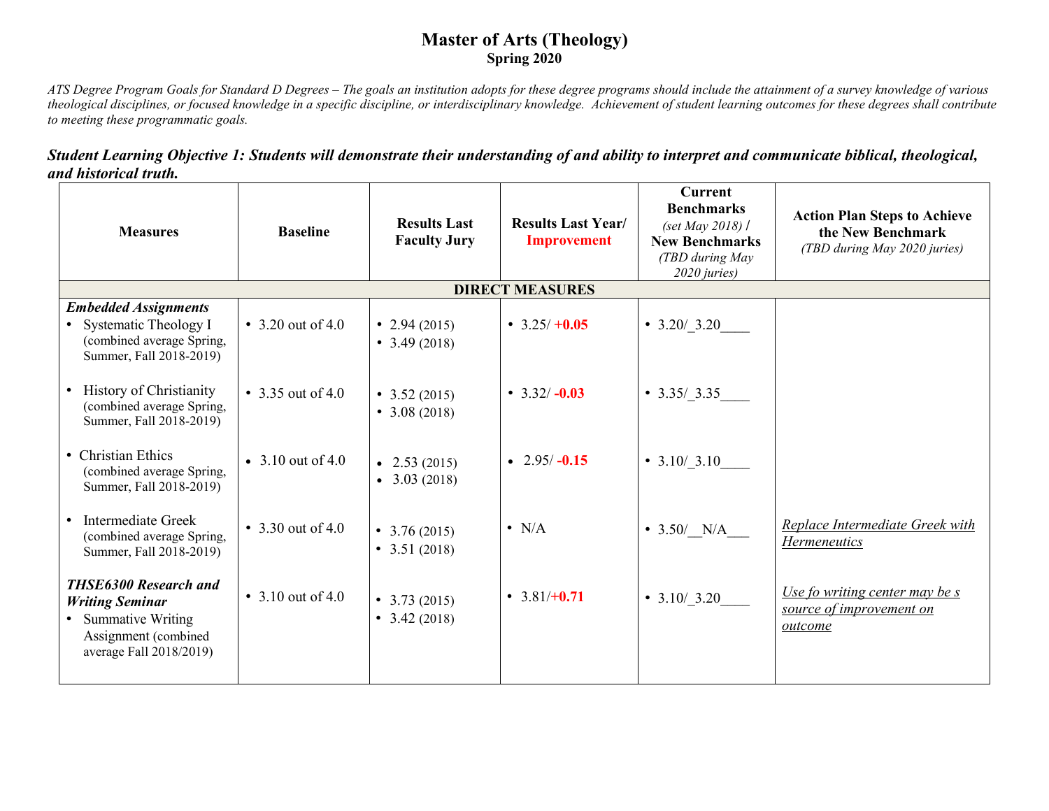# Master of Arts (Theology)
## Spring 2020

*ATS Degree Program Goals for Standard D Degrees – The goals an institution adopts for these degree programs should include the attainment of a survey knowledge of various theological disciplines, or focused knowledge in a specific discipline, or interdisciplinary knowledge. Achievement of student learning outcomes for these degrees shall contribute to meeting these programmatic goals.*

### *Student Learning Objective 1: Students will demonstrate their understanding of and ability to interpret and communicate biblical, theological, and historical truth.*

| Measures | Baseline | Results Last Faculty Jury | Results Last Year/ Improvement | Current Benchmarks *(set May 2018)* / New Benchmarks *(TBD during May 2020 juries)* | Action Plan Steps to Achieve the New Benchmark *(TBD during May 2020 juries)* |
|---|---|---|---|---|---|
| **DIRECT MEASURES** | | | | | |
| ***Embedded Assignments*** | | | | | |
| • Systematic Theology I (combined average Spring, Summer, Fall 2018-2019) | • 3.20 out of 4.0 | • 2.94 (2015)<br>• 3.49 (2018) | • 3.25/ **+0.05** | • 3.20/_3.20____ | |
| • History of Christianity (combined average Spring, Summer, Fall 2018-2019) | • 3.35 out of 4.0 | • 3.52 (2015)<br>• 3.08 (2018) | • 3.32/ **-0.03** | • 3.35/_3.35____ | |
| • Christian Ethics (combined average Spring, Summer, Fall 2018-2019) | • 3.10 out of 4.0 | • 2.53 (2015)<br>• 3.03 (2018) | • 2.95/ **-0.15** | • 3.10/_3.10____ | |
| • Intermediate Greek (combined average Spring, Summer, Fall 2018-2019) | • 3.30 out of 4.0 | • 3.76 (2015)<br>• 3.51 (2018) | • N/A | • 3.50/__N/A___ | *Replace Intermediate Greek with Hermeneutics* |
| ***THSE6300 Research and Writing Seminar***<br>• Summative Writing Assignment (combined average Fall 2018/2019) | • 3.10 out of 4.0 | • 3.73 (2015)<br>• 3.42 (2018) | • 3.81/**+0.71** | • 3.10/_3.20____ | *Use fo writing center may be s source of improvement on outcome* |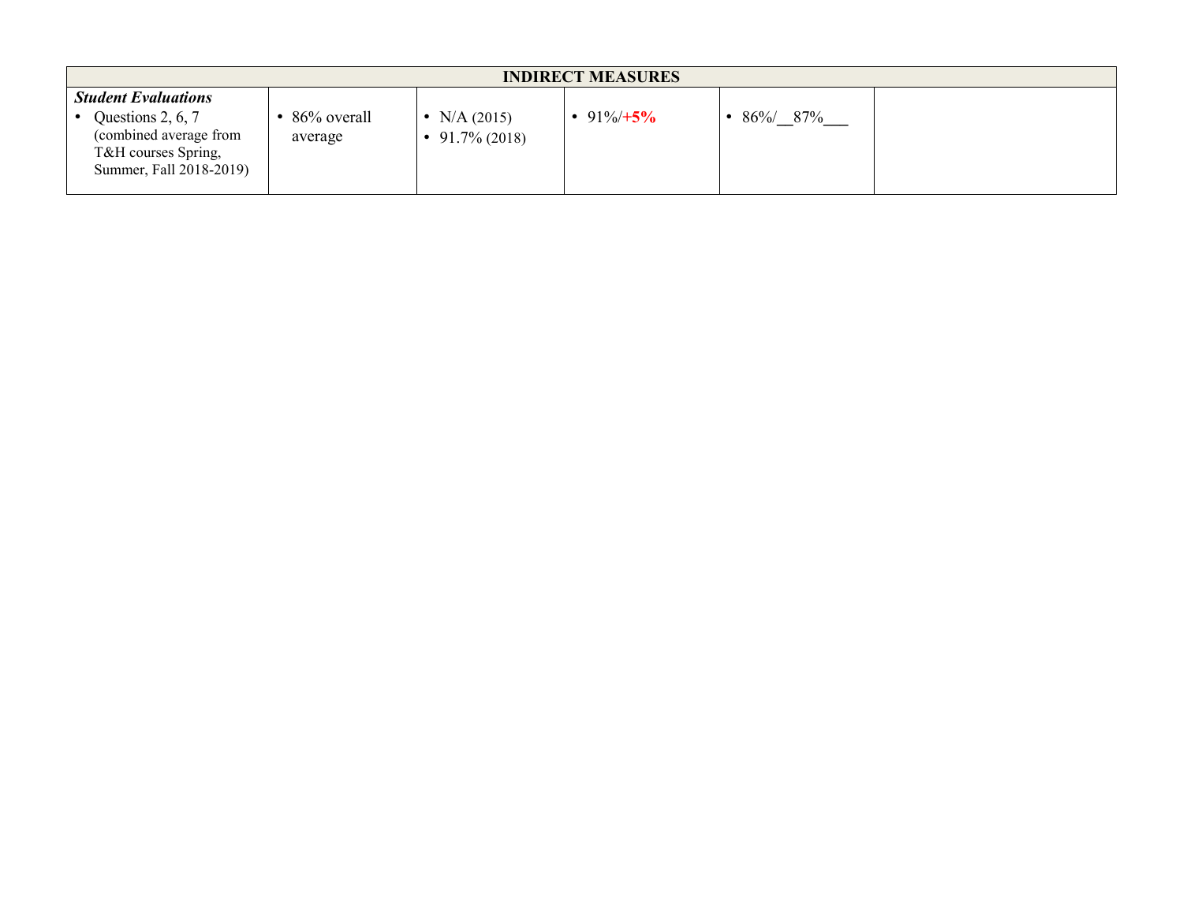| INDIRECT MEASURES | | | | | |
|---|---|---|---|---|---|
| ***Student Evaluations*** <br>• Questions 2, 6, 7 (combined average from T&H courses Spring, Summer, Fall 2018-2019) | • 86% overall average | • N/A (2015)<br>• 91.7% (2018) | • 91%/**+5%** | • 86%/__87%___ | |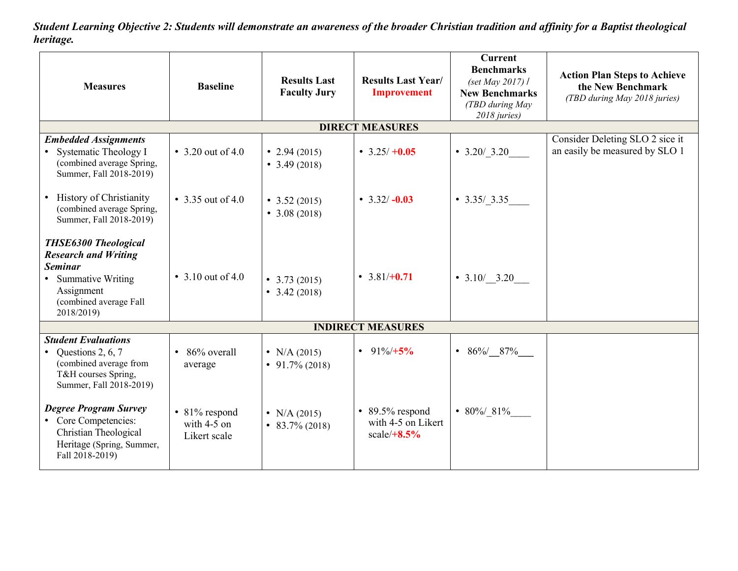***Student Learning Objective 2: Students will demonstrate an awareness of the broader Christian tradition and affinity for a Baptist theological heritage.***

| Measures | Baseline | Results Last Faculty Jury | Results Last Year/ Improvement | Current Benchmarks *(set May 2017)* / New Benchmarks *(TBD during May 2018 juries)* | Action Plan Steps to Achieve the New Benchmark *(TBD during May 2018 juries)* |
|---|---|---|---|---|---|
| **DIRECT MEASURES** | | | | | |
| ***Embedded Assignments*** <br> • Systematic Theology I (combined average Spring, Summer, Fall 2018-2019) | • 3.20 out of 4.0 | • 2.94 (2015) <br> • 3.49 (2018) | • 3.25/ **+0.05** | • 3.20/_3.20____ | Consider Deleting SLO 2 sice it an easily be measured by SLO 1 |
| • History of Christianity (combined average Spring, Summer, Fall 2018-2019) | • 3.35 out of 4.0 | • 3.52 (2015) <br> • 3.08 (2018) | • 3.32/ **-0.03** | • 3.35/_3.35____ | |
| ***THSE6300 Theological Research and Writing Seminar*** <br> • Summative Writing Assignment (combined average Fall 2018/2019) | • 3.10 out of 4.0 | • 3.73 (2015) <br> • 3.42 (2018) | • 3.81/**+0.71** | • 3.10/__3.20___ | |
| **INDIRECT MEASURES** | | | | | |
| ***Student Evaluations*** <br> • Questions 2, 6, 7 (combined average from T&H courses Spring, Summer, Fall 2018-2019) | • 86% overall average | • N/A (2015) <br> • 91.7% (2018) | • 91%/**+5%** | • 86%/__87%___ | |
| ***Degree Program Survey*** <br> • Core Competencies: Christian Theological Heritage (Spring, Summer, Fall 2018-2019) | • 81% respond with 4-5 on Likert scale | • N/A (2015) <br> • 83.7% (2018) | • 89.5% respond with 4-5 on Likert scale/**+8.5%** | • 80%/_81%____ | |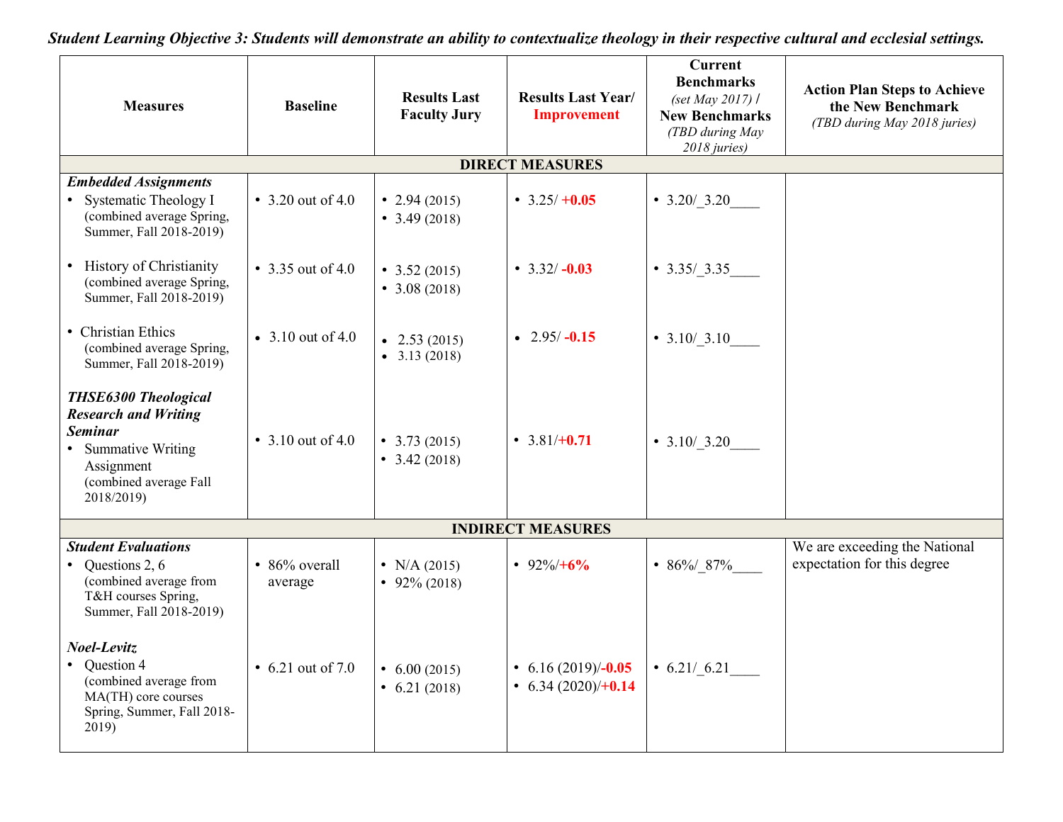***Student Learning Objective 3: Students will demonstrate an ability to contextualize theology in their respective cultural and ecclesial settings.***

| Measures | Baseline | Results Last Faculty Jury | Results Last Year/ Improvement | Current Benchmarks *(set May 2017)* / New Benchmarks *(TBD during May 2018 juries)* | Action Plan Steps to Achieve the New Benchmark *(TBD during May 2018 juries)* |
|---|---|---|---|---|---|
| **DIRECT MEASURES** | | | | | |
| ***Embedded Assignments*** <br>• Systematic Theology I (combined average Spring, Summer, Fall 2018-2019) | • 3.20 out of 4.0 | • 2.94 (2015) <br>• 3.49 (2018) | • 3.25/ +0.05 | • 3.20/_3.20____ | |
| • History of Christianity (combined average Spring, Summer, Fall 2018-2019) | • 3.35 out of 4.0 | • 3.52 (2015) <br>• 3.08 (2018) | • 3.32/ -0.03 | • 3.35/_3.35____ | |
| • Christian Ethics (combined average Spring, Summer, Fall 2018-2019) | • 3.10 out of 4.0 | • 2.53 (2015) <br>• 3.13 (2018) | • 2.95/ -0.15 | • 3.10/_3.10____ | |
| ***THSE6300 Theological Research and Writing Seminar*** <br>• Summative Writing Assignment (combined average Fall 2018/2019) | • 3.10 out of 4.0 | • 3.73 (2015) <br>• 3.42 (2018) | • 3.81/+0.71 | • 3.10/_3.20____ | |
| **INDIRECT MEASURES** | | | | | |
| ***Student Evaluations*** <br>• Questions 2, 6 (combined average from T&H courses Spring, Summer, Fall 2018-2019) | • 86% overall average | • N/A (2015) <br>• 92% (2018) | • 92%/+6% | • 86%/_87%____ | We are exceeding the National expectation for this degree |
| ***Noel-Levitz*** <br>• Question 4 (combined average from MA(TH) core courses Spring, Summer, Fall 2018-2019) | • 6.21 out of 7.0 | • 6.00 (2015) <br>• 6.21 (2018) | • 6.16 (2019)/-0.05 <br>• 6.34 (2020)/+0.14 | • 6.21/_6.21____ | |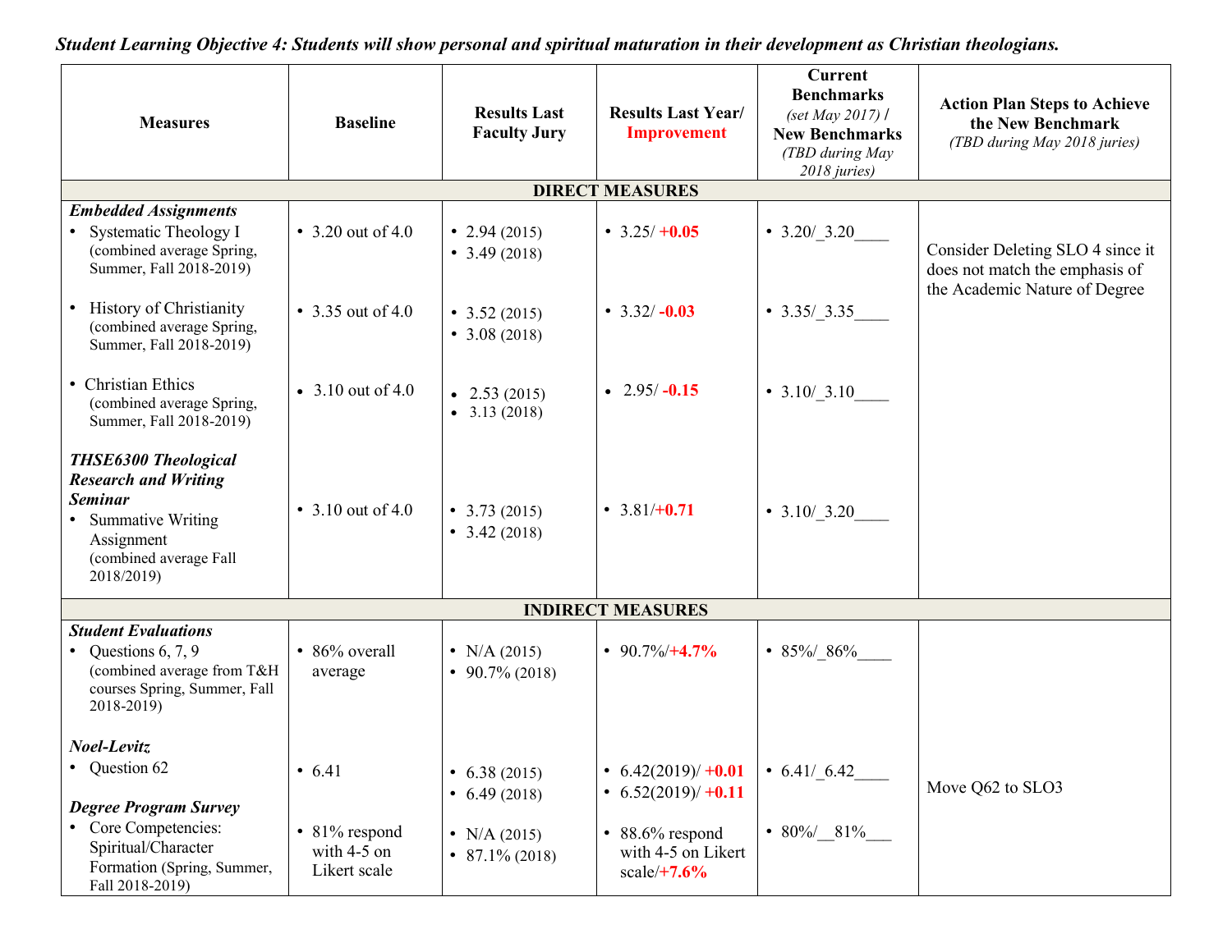***Student Learning Objective 4: Students will show personal and spiritual maturation in their development as Christian theologians.***

| Measures | Baseline | Results Last Faculty Jury | Results Last Year/ Improvement | Current Benchmarks *(set May 2017)* / New Benchmarks *(TBD during May 2018 juries)* | Action Plan Steps to Achieve the New Benchmark *(TBD during May 2018 juries)* |
|---|---|---|---|---|---|
| **DIRECT MEASURES** | | | | | |
| ***Embedded Assignments*** | | | | | |
| • Systematic Theology I (combined average Spring, Summer, Fall 2018-2019) | • 3.20 out of 4.0 | • 2.94 (2015)<br>• 3.49 (2018) | • 3.25/ **+0.05** | • 3.20/_3.20____ | Consider Deleting SLO 4 since it does not match the emphasis of the Academic Nature of Degree |
| • History of Christianity (combined average Spring, Summer, Fall 2018-2019) | • 3.35 out of 4.0 | • 3.52 (2015)<br>• 3.08 (2018) | • 3.32/ **-0.03** | • 3.35/_3.35____ | |
| • Christian Ethics (combined average Spring, Summer, Fall 2018-2019) | • 3.10 out of 4.0 | • 2.53 (2015)<br>• 3.13 (2018) | • 2.95/ **-0.15** | • 3.10/_3.10____ | |
| ***THSE6300 Theological Research and Writing Seminar***<br>• Summative Writing Assignment (combined average Fall 2018/2019) | • 3.10 out of 4.0 | • 3.73 (2015)<br>• 3.42 (2018) | • 3.81/**+0.71** | • 3.10/_3.20____ | |
| **INDIRECT MEASURES** | | | | | |
| ***Student Evaluations***<br>• Questions 6, 7, 9 (combined average from T&H courses Spring, Summer, Fall 2018-2019) | • 86% overall average | • N/A (2015)<br>• 90.7% (2018) | • 90.7%/**+4.7%** | • 85%/_86%____ | |
| ***Noel-Levitz***<br>• Question 62 | • 6.41 | • 6.38 (2015)<br>• 6.49 (2018) | • 6.42(2019)/ **+0.01**<br>• 6.52(2019)/ **+0.11** | • 6.41/_6.42____ | Move Q62 to SLO3 |
| ***Degree Program Survey***<br>• Core Competencies: Spiritual/Character Formation (Spring, Summer, Fall 2018-2019) | • 81% respond with 4-5 on Likert scale | • N/A (2015)<br>• 87.1% (2018) | • 88.6% respond with 4-5 on Likert scale/**+7.6%** | • 80%/__81%___ | |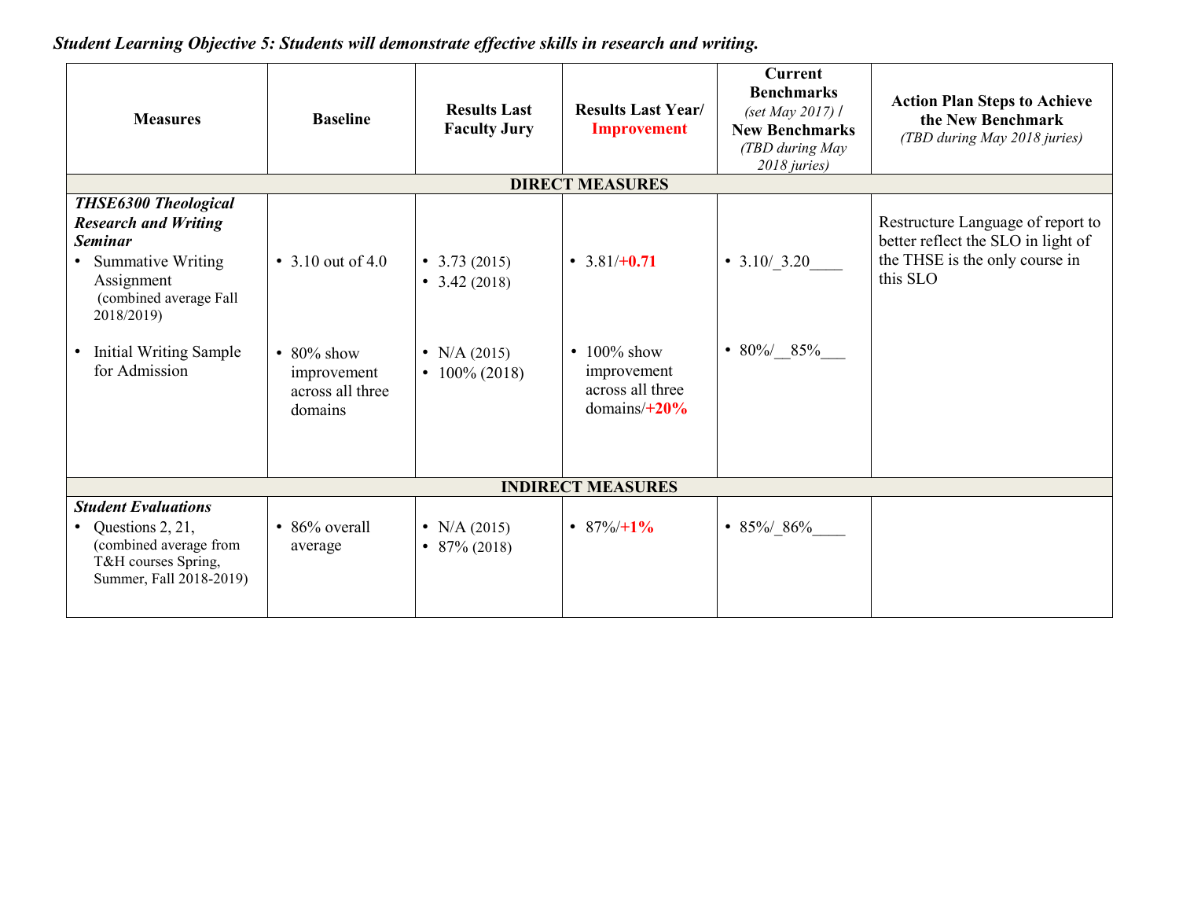***Student Learning Objective 5: Students will demonstrate effective skills in research and writing.***

| Measures | Baseline | Results Last Faculty Jury | Results Last Year/ Improvement | Current Benchmarks *(set May 2017)* / New Benchmarks *(TBD during May 2018 juries)* | Action Plan Steps to Achieve the New Benchmark *(TBD during May 2018 juries)* |
|---|---|---|---|---|---|
| **DIRECT MEASURES** | | | | | |
| ***THSE6300 Theological Research and Writing Seminar*** <br>• Summative Writing Assignment (combined average Fall 2018/2019) | • 3.10 out of 4.0 | • 3.73 (2015)<br>• 3.42 (2018) | • 3.81/**+0.71** | • 3.10/_3.20____ | Restructure Language of report to better reflect the SLO in light of the THSE is the only course in this SLO |
| • Initial Writing Sample for Admission | • 80% show improvement across all three domains | • N/A (2015)<br>• 100% (2018) | • 100% show improvement across all three domains/**+20%** | • 80%/__85%___ | |
| **INDIRECT MEASURES** | | | | | |
| ***Student Evaluations*** <br>• Questions 2, 21, (combined average from T&H courses Spring, Summer, Fall 2018-2019) | • 86% overall average | • N/A (2015)<br>• 87% (2018) | • 87%/**+1%** | • 85%/_86%____ | |